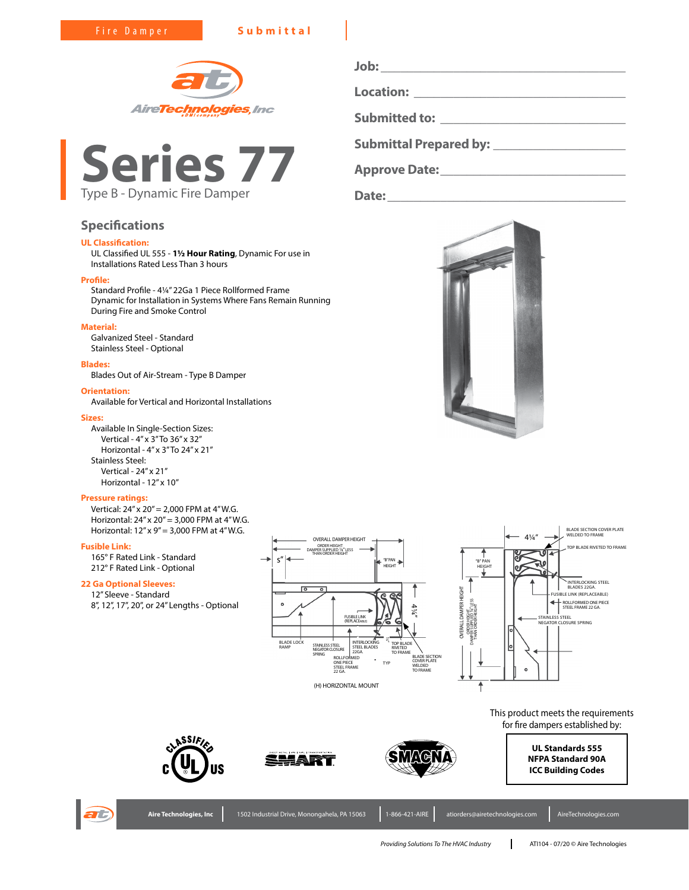Fire Damper **Submittal**

AireTechnologies, Inc

# Series 77

Type B - Dynamic Fire Damper

**Job:** ______________________

**Location:** ______________________

**Submitted to:** ______________________

**Submittal Prepared by:** ______________________

**Approve Date:** ______________________

**Date:** ______________________

## Specifications

### UL Classification:

UL Classified UL 555 - **1½ Hour Rating**, Dynamic For use in Installations Rated Less Than 3 hours

### Profile:

Standard Profile - 4¼" 22Ga 1 Piece Rollformed Frame
Dynamic for Installation in Systems Where Fans Remain Running During Fire and Smoke Control

### Material:

Galvanized Steel - Standard
Stainless Steel - Optional

### Blades:

Blades Out of Air-Stream - Type B Damper

### Orientation:

Available for Vertical and Horizontal Installations

### Sizes:

Available In Single-Section Sizes:
- Vertical - 4" x 3" To 36" x 32"
- Horizontal - 4" x 3" To 24" x 21"

Stainless Steel:
- Vertical - 24" x 21"
- Horizontal - 12" x 10"

### Pressure ratings:

Vertical: 24" x 20" = 2,000 FPM at 4" W.G.
Horizontal: 24" x 20" = 3,000 FPM at 4" W.G.
Horizontal: 12" x 9" = 3,000 FPM at 4" W.G.

### Fusible Link:

165° F Rated Link - Standard
212° F Rated Link - Optional

### 22 Ga Optional Sleeves:

12" Sleeve - Standard
8", 12", 17", 20", or 24" Lengths - Optional

OVERALL DAMPER HEIGHT; ORDER HEIGHT DAMPER SUPPLIED ¼" LESS THAN ORDER HEIGHT; 5"; "B" PAN HEIGHT; 4¼"; FUSIBLE LINK (REPLACEABLE); BLADE LOCK RAMP; STAINLESS STEEL NEGATOR CLOSURE SPRING; INTERLOCKING STEEL BLADES 22GA.; ROLLFORMED ONE PIECE STEEL FRAME 22 GA.; TOP BLADE RIVETED TO FRAME; BLADE SECTION COVER PLATE WELDED TO FRAME; TYP

(H) HORIZONTAL MOUNT

4¼"; BLADE SECTION COVER PLATE WELDED TO FRAME; TOP BLADE RIVETED TO FRAME; "B" PAN HEIGHT; INTERLOCKING STEEL BLADES 22GA.; FUSIBLE LINK (REPLACEABLE); ROLLFORMED ONE PIECE STEEL FRAME 22 GA.; STAINLESS STEEL NEGATOR CLOSURE SPRING; OVERALL DAMPER HEIGHT; ORDER HEIGHT DAMPER SUPPLIED ¼" LESS THAN ORDER HEIGHT

This product meets the requirements for fire dampers established by:

**UL Standards 555**
**NFPA Standard 90A**
**ICC Building Codes**

Aire Technologies, Inc | 1502 Industrial Drive, Monongahela, PA 15063 | 1-866-421-AIRE | atiorders@airetechnologies.com | AireTechnologies.com

*Providing Solutions To The HVAC Industry* | ATI104 - 07/20 © Aire Technologies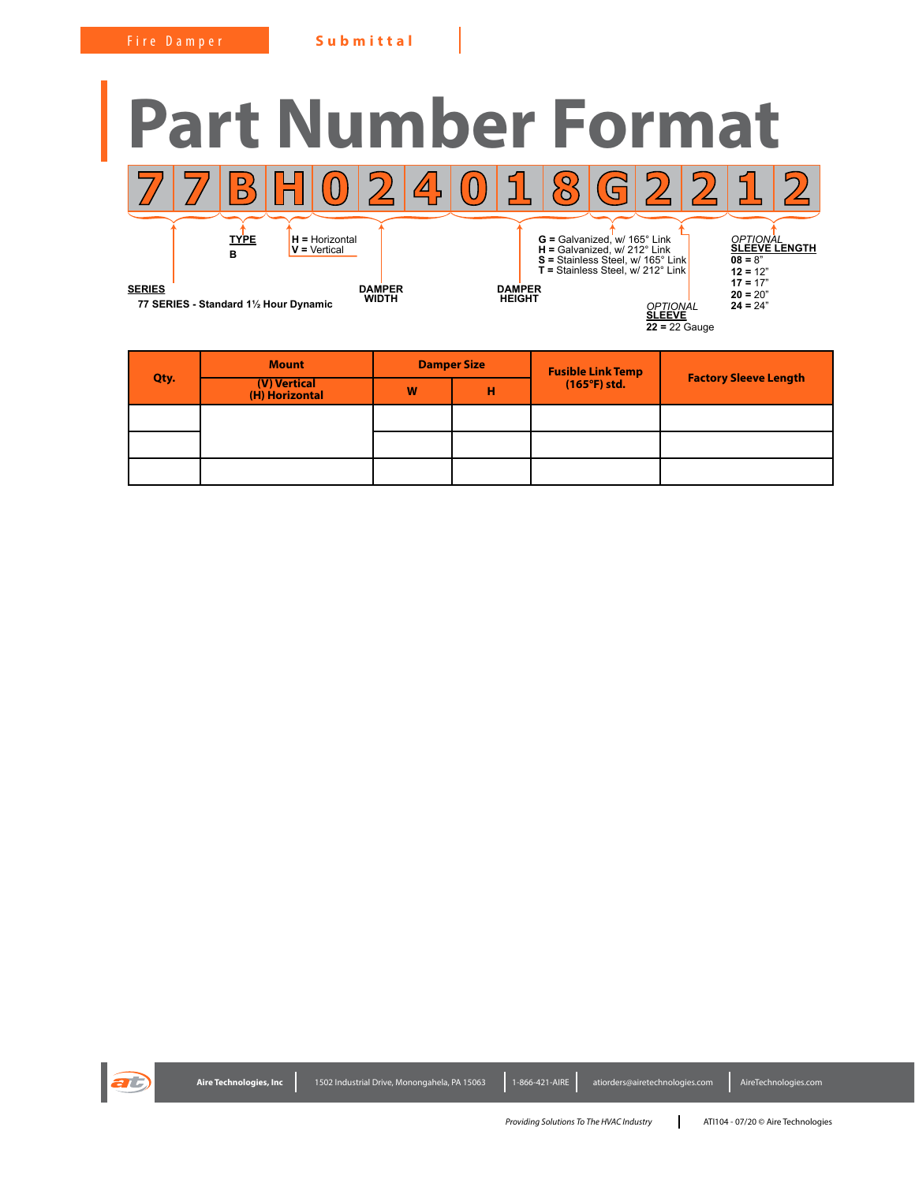# Part Number Format

7 7 B H 0 2 4 0 1 8 G 2 2 1 2

**SERIES**
77 SERIES - Standard 1½ Hour Dynamic

**TYPE**
B

**H** = Horizontal
**V** = Vertical

**DAMPER WIDTH**

**DAMPER HEIGHT**

**G** = Galvanized, w/ 165° Link
**H** = Galvanized, w/ 212° Link
**S** = Stainless Steel, w/ 165° Link
**T** = Stainless Steel, w/ 212° Link

*OPTIONAL*
**SLEEVE**
**22** = 22 Gauge

*OPTIONAL*
**SLEEVE LENGTH**
**08** = 8"
**12** = 12"
**17** = 17"
**20** = 20"
**24** = 24"

| Qty. | Mount | Damper Size | | Fusible Link Temp (165°F) std. | Factory Sleeve Length |
|---|---|---|---|---|---|
| | (V) Vertical (H) Horizontal | W | H | | |
| | | | | | |
| | | | | | |
| | | | | | |

Aire Technologies, Inc | 1502 Industrial Drive, Monongahela, PA 15063 | 1-866-421-AIRE | atiorders@airetechnologies.com | AireTechnologies.com

*Providing Solutions To The HVAC Industry* | ATI104 - 07/20 © Aire Technologies